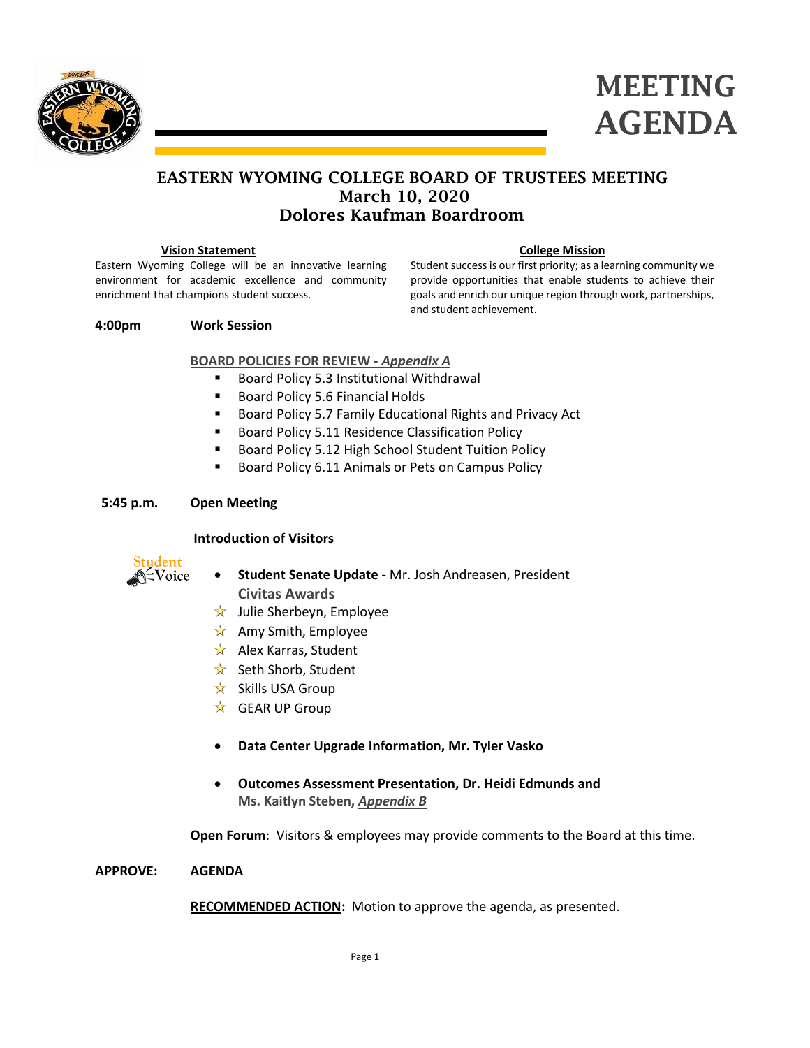# MEETING AGENDA

## EASTERN WYOMING COLLEGE BOARD OF TRUSTEES MEETING
## March 10, 2020
## Dolores Kaufman Boardroom

**Vision Statement**

Eastern Wyoming College will be an innovative learning environment for academic excellence and community enrichment that champions student success.

**College Mission**

Student success is our first priority; as a learning community we provide opportunities that enable students to achieve their goals and enrich our unique region through work, partnerships, and student achievement.

**4:00pm** **Work Session**

**BOARD POLICIES FOR REVIEW - *Appendix A***

- Board Policy 5.3 Institutional Withdrawal
- Board Policy 5.6 Financial Holds
- Board Policy 5.7 Family Educational Rights and Privacy Act
- Board Policy 5.11 Residence Classification Policy
- Board Policy 5.12 High School Student Tuition Policy
- Board Policy 6.11 Animals or Pets on Campus Policy

**5:45 p.m.** **Open Meeting**

**Introduction of Visitors**

Student Voice

- **Student Senate Update -** Mr. Josh Andreasen, President
  **Civitas Awards**
  - ☆ Julie Sherbeyn, Employee
  - ☆ Amy Smith, Employee
  - ☆ Alex Karras, Student
  - ☆ Seth Shorb, Student
  - ☆ Skills USA Group
  - ☆ GEAR UP Group

- **Data Center Upgrade Information, Mr. Tyler Vasko**

- **Outcomes Assessment Presentation, Dr. Heidi Edmunds and Ms. Kaitlyn Steben, *Appendix B***

**Open Forum**: Visitors & employees may provide comments to the Board at this time.

**APPROVE:** **AGENDA**

**RECOMMENDED ACTION:** Motion to approve the agenda, as presented.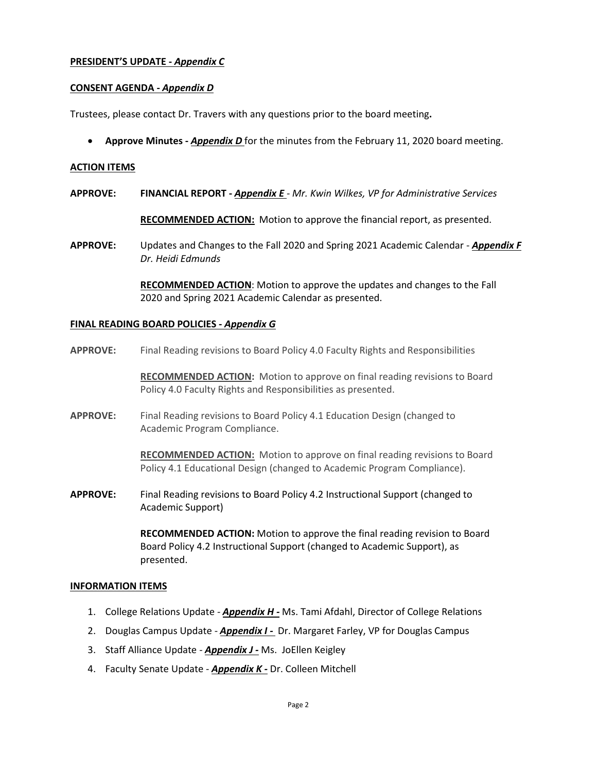**PRESIDENT'S UPDATE - *Appendix C***

**CONSENT AGENDA - *Appendix D***

Trustees, please contact Dr. Travers with any questions prior to the board meeting**.**

- **Approve Minutes - *Appendix D*** for the minutes from the February 11, 2020 board meeting.

**ACTION ITEMS**

**APPROVE:** **FINANCIAL REPORT - *Appendix E*** *- Mr. Kwin Wilkes, VP for Administrative Services*

**RECOMMENDED ACTION:** Motion to approve the financial report, as presented.

**APPROVE:** Updates and Changes to the Fall 2020 and Spring 2021 Academic Calendar - ***Appendix F*** *Dr. Heidi Edmunds*

**RECOMMENDED ACTION**: Motion to approve the updates and changes to the Fall 2020 and Spring 2021 Academic Calendar as presented.

**FINAL READING BOARD POLICIES - *Appendix G***

**APPROVE:** Final Reading revisions to Board Policy 4.0 Faculty Rights and Responsibilities

**RECOMMENDED ACTION:** Motion to approve on final reading revisions to Board Policy 4.0 Faculty Rights and Responsibilities as presented.

**APPROVE:** Final Reading revisions to Board Policy 4.1 Education Design (changed to Academic Program Compliance.

**RECOMMENDED ACTION:** Motion to approve on final reading revisions to Board Policy 4.1 Educational Design (changed to Academic Program Compliance).

**APPROVE:** Final Reading revisions to Board Policy 4.2 Instructional Support (changed to Academic Support)

**RECOMMENDED ACTION:** Motion to approve the final reading revision to Board Board Policy 4.2 Instructional Support (changed to Academic Support), as presented.

**INFORMATION ITEMS**

1. College Relations Update - ***Appendix H -*** Ms. Tami Afdahl, Director of College Relations
2. Douglas Campus Update - ***Appendix I -*** Dr. Margaret Farley, VP for Douglas Campus
3. Staff Alliance Update - ***Appendix J -*** Ms. JoEllen Keigley
4. Faculty Senate Update - ***Appendix K -*** Dr. Colleen Mitchell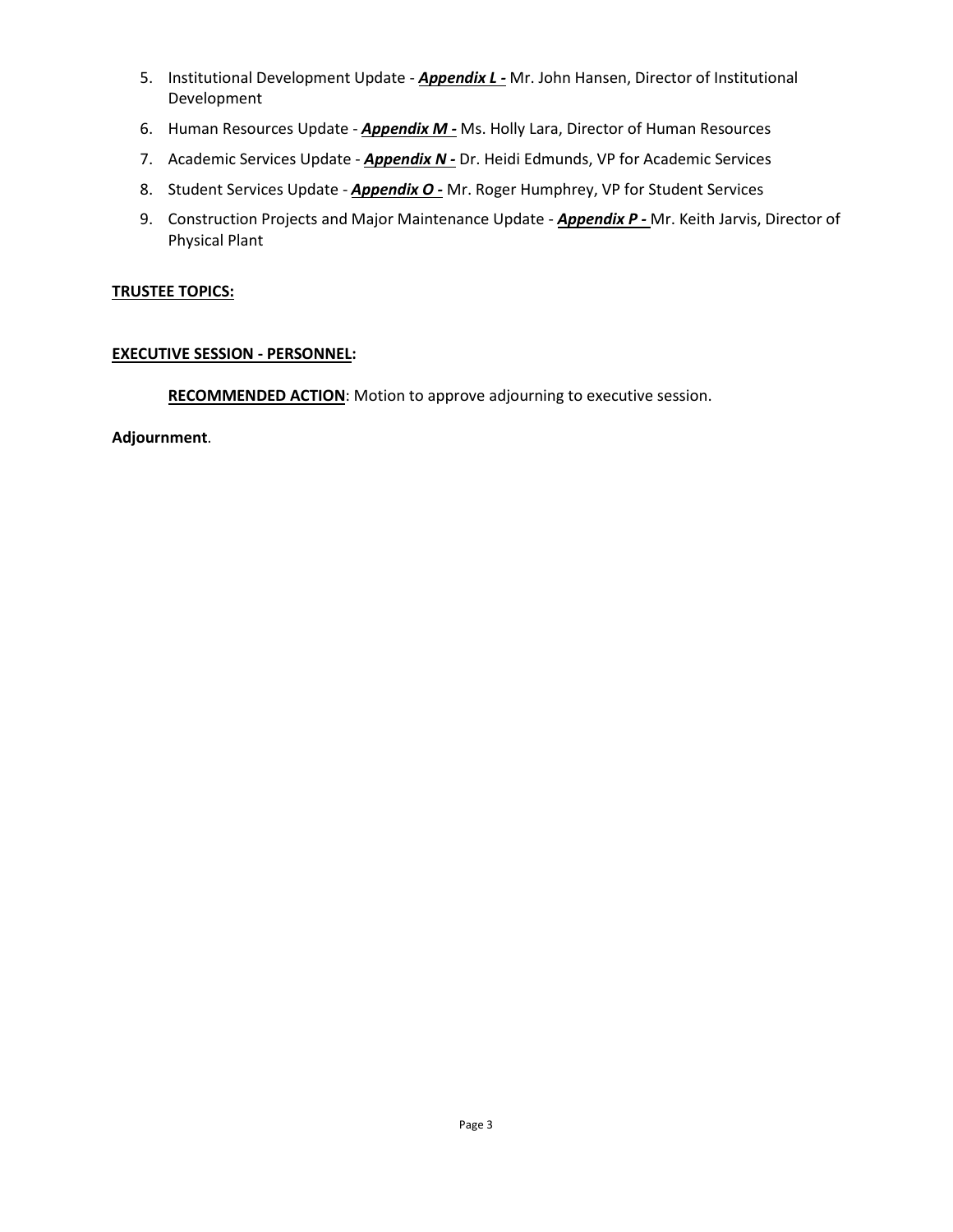5. Institutional Development Update - ***Appendix L -*** Mr. John Hansen, Director of Institutional Development
6. Human Resources Update - ***Appendix M -*** Ms. Holly Lara, Director of Human Resources
7. Academic Services Update - ***Appendix N -*** Dr. Heidi Edmunds, VP for Academic Services
8. Student Services Update - ***Appendix O -*** Mr. Roger Humphrey, VP for Student Services
9. Construction Projects and Major Maintenance Update - ***Appendix P -*** Mr. Keith Jarvis, Director of Physical Plant

**TRUSTEE TOPICS:**

**EXECUTIVE SESSION - PERSONNEL:**

**RECOMMENDED ACTION**: Motion to approve adjourning to executive session.

**Adjournment**.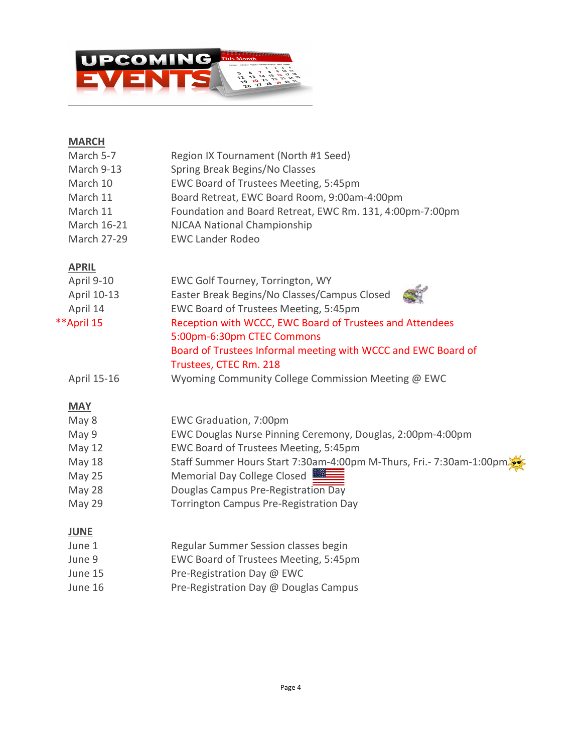# UPCOMING EVENTS

## MARCH

| | |
|---|---|
| March 5-7 | Region IX Tournament (North #1 Seed) |
| March 9-13 | Spring Break Begins/No Classes |
| March 10 | EWC Board of Trustees Meeting, 5:45pm |
| March 11 | Board Retreat, EWC Board Room, 9:00am-4:00pm |
| March 11 | Foundation and Board Retreat, EWC Rm. 131, 4:00pm-7:00pm |
| March 16-21 | NJCAA National Championship |
| March 27-29 | EWC Lander Rodeo |

## APRIL

| | |
|---|---|
| April 9-10 | EWC Golf Tourney, Torrington, WY |
| April 10-13 | Easter Break Begins/No Classes/Campus Closed |
| April 14 | EWC Board of Trustees Meeting, 5:45pm |
| **April 15 | Reception with WCCC, EWC Board of Trustees and Attendees 5:00pm-6:30pm CTEC Commons<br>Board of Trustees Informal meeting with WCCC and EWC Board of Trustees, CTEC Rm. 218 |
| April 15-16 | Wyoming Community College Commission Meeting @ EWC |

## MAY

| | |
|---|---|
| May 8 | EWC Graduation, 7:00pm |
| May 9 | EWC Douglas Nurse Pinning Ceremony, Douglas, 2:00pm-4:00pm |
| May 12 | EWC Board of Trustees Meeting, 5:45pm |
| May 18 | Staff Summer Hours Start 7:30am-4:00pm M-Thurs, Fri.- 7:30am-1:00pm |
| May 25 | Memorial Day College Closed |
| May 28 | Douglas Campus Pre-Registration Day |
| May 29 | Torrington Campus Pre-Registration Day |

## JUNE

| | |
|---|---|
| June 1 | Regular Summer Session classes begin |
| June 9 | EWC Board of Trustees Meeting, 5:45pm |
| June 15 | Pre-Registration Day @ EWC |
| June 16 | Pre-Registration Day @ Douglas Campus |